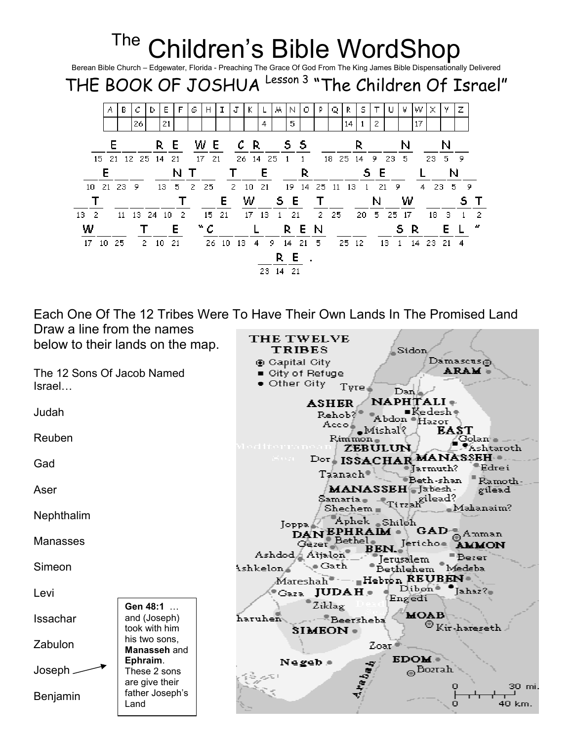# The Children's Bible WordShop

Berean Bible Church – Edgewater, Florida - Preaching The Grace Of God From The King James Bible Dispensationally Delivered

## THE BOOK OF JOSHUA Lesson 3 "The Children Of Israel"

| A | B | C | D | E | F | G | H | I | J | K | L | M | N | O | P | Q | R | S | T | U | V | W | X | Y | Z |
|---|---|---|---|---|---|---|---|---|---|---|---|---|---|---|---|---|---|---|---|---|---|---|---|---|---|
| | | 26 | | 21 | | | | | | | 4 | | 5 | | | | 14 | 1 | 2 | | | 17 | | | |

_E_ _ RE WE CR_SS _ _R_ _N _N_

15 21 12 25 14 21 17 21 26 14 25 1 1 18 25 14 9 23 5 23 5 9

_E_ _ _NT_ T_E _R_ _ _SE_ L_N_

10 21 23 9 13 5 2 25 2 10 21 19 14 25 11 13 1 21 9 4 23 5 9

_T _ _ _ _T _E W_SET T_ _N_W _ _ST

13 2 11 13 24 10 2 15 21 17 13 1 21 2 25 20 5 25 17 18 3 1 2

W_ _ T_E "C_ _L_REN _ _ _SR_EL"

17 10 25 2 10 21 26 10 13 4 9 14 21 5 25 12 13 1 14 23 21 4

_RE.

23 14 21

Each One Of The 12 Tribes Were To Have Their Own Lands In The Promised Land

Draw a line from the names below to their lands on the map.

The 12 Sons Of Jacob Named Israel…

Judah

Reuben

Gad

Aser

Nephthalim

Manasses

Simeon

Levi

Issachar

Zabulon

Joseph

Benjamin

**Gen 48:1** … and (Joseph) took with him his two sons, **Manasseh** and **Ephraim**. These 2 sons are give their father Joseph's Land

THE TWELVE TRIBES

- Capital City
- City of Refuge
- Other City

Sidon, Damascus, ARAM, Tyre, Dan, ASHER, NAPHTALI, Kedesh, Rehob?, Abdon, Hazor, Acco, Mishal?, EAST, Rimmon, Golan, Ashtaroth, Mediterranean Sea, ZEBULUN, Dor, ISSACHAR, MANASSEH, Jarmuth?, Edrei, Taanach, Beth-shan, Ramoth-gilead, MANASSEH, Jabesh-gilead?, Samaria, Tirzah, Shechem, Mahanaim?, Joppa, Aphek, Shiloh, DAN, EPHRAIM, GAD, Amman, Gezer, Bethel, Jericho, AMMON, Ashdod, Aijalon, BEN., Jerusalem, Bezer, Ashkelon, Gath, Bethlehem, Medeba, Mareshah, Hebron, REUBEN, Gaza, JUDAH, Dibon, Jahaz?, Engedi, Ziklag, Dead Sea, Sharuhen, Beersheba, MOAB, SIMEON, Kir-hareseth, Zoar, Negeb, EDOM, Bozrah, Arabah

0 — 30 mi.

0 — 40 km.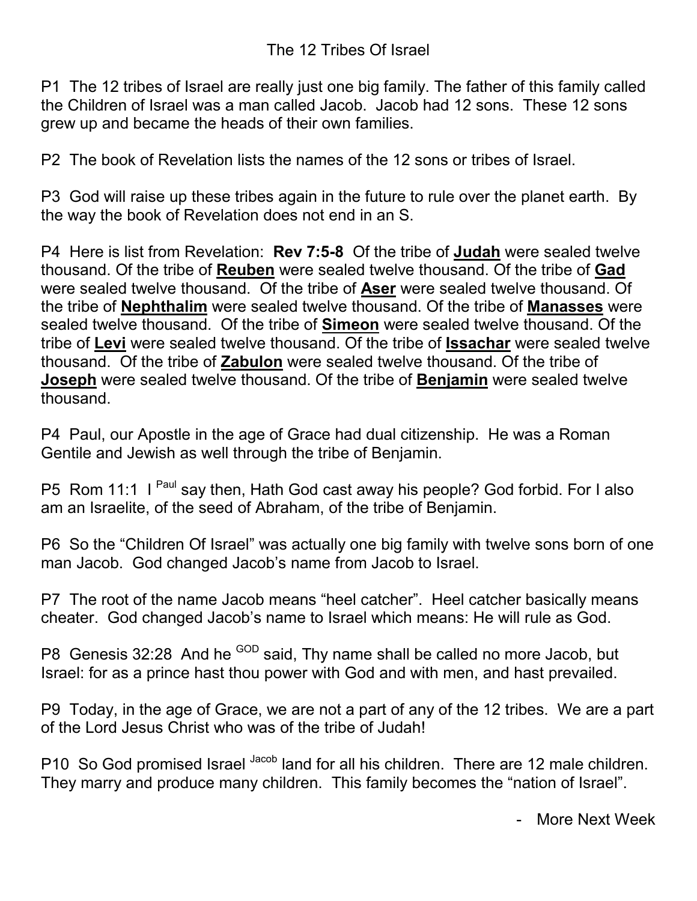# The 12 Tribes Of Israel

P1 The 12 tribes of Israel are really just one big family. The father of this family called the Children of Israel was a man called Jacob. Jacob had 12 sons. These 12 sons grew up and became the heads of their own families.

P2 The book of Revelation lists the names of the 12 sons or tribes of Israel.

P3 God will raise up these tribes again in the future to rule over the planet earth. By the way the book of Revelation does not end in an S.

P4 Here is list from Revelation: **Rev 7:5-8** Of the tribe of **<u>Judah</u>** were sealed twelve thousand. Of the tribe of **<u>Reuben</u>** were sealed twelve thousand. Of the tribe of **<u>Gad</u>** were sealed twelve thousand. Of the tribe of **<u>Aser</u>** were sealed twelve thousand. Of the tribe of **<u>Nephthalim</u>** were sealed twelve thousand. Of the tribe of **<u>Manasses</u>** were sealed twelve thousand. Of the tribe of **<u>Simeon</u>** were sealed twelve thousand. Of the tribe of **<u>Levi</u>** were sealed twelve thousand. Of the tribe of **<u>Issachar</u>** were sealed twelve thousand. Of the tribe of **<u>Zabulon</u>** were sealed twelve thousand. Of the tribe of **<u>Joseph</u>** were sealed twelve thousand. Of the tribe of **<u>Benjamin</u>** were sealed twelve thousand.

P4 Paul, our Apostle in the age of Grace had dual citizenship. He was a Roman Gentile and Jewish as well through the tribe of Benjamin.

P5 Rom 11:1 I [Paul] say then, Hath God cast away his people? God forbid. For I also am an Israelite, of the seed of Abraham, of the tribe of Benjamin.

P6 So the "Children Of Israel" was actually one big family with twelve sons born of one man Jacob. God changed Jacob's name from Jacob to Israel.

P7 The root of the name Jacob means "heel catcher". Heel catcher basically means cheater. God changed Jacob's name to Israel which means: He will rule as God.

P8 Genesis 32:28 And he [GOD] said, Thy name shall be called no more Jacob, but Israel: for as a prince hast thou power with God and with men, and hast prevailed.

P9 Today, in the age of Grace, we are not a part of any of the 12 tribes. We are a part of the Lord Jesus Christ who was of the tribe of Judah!

P10 So God promised Israel [Jacob] land for all his children. There are 12 male children. They marry and produce many children. This family becomes the "nation of Israel".

- More Next Week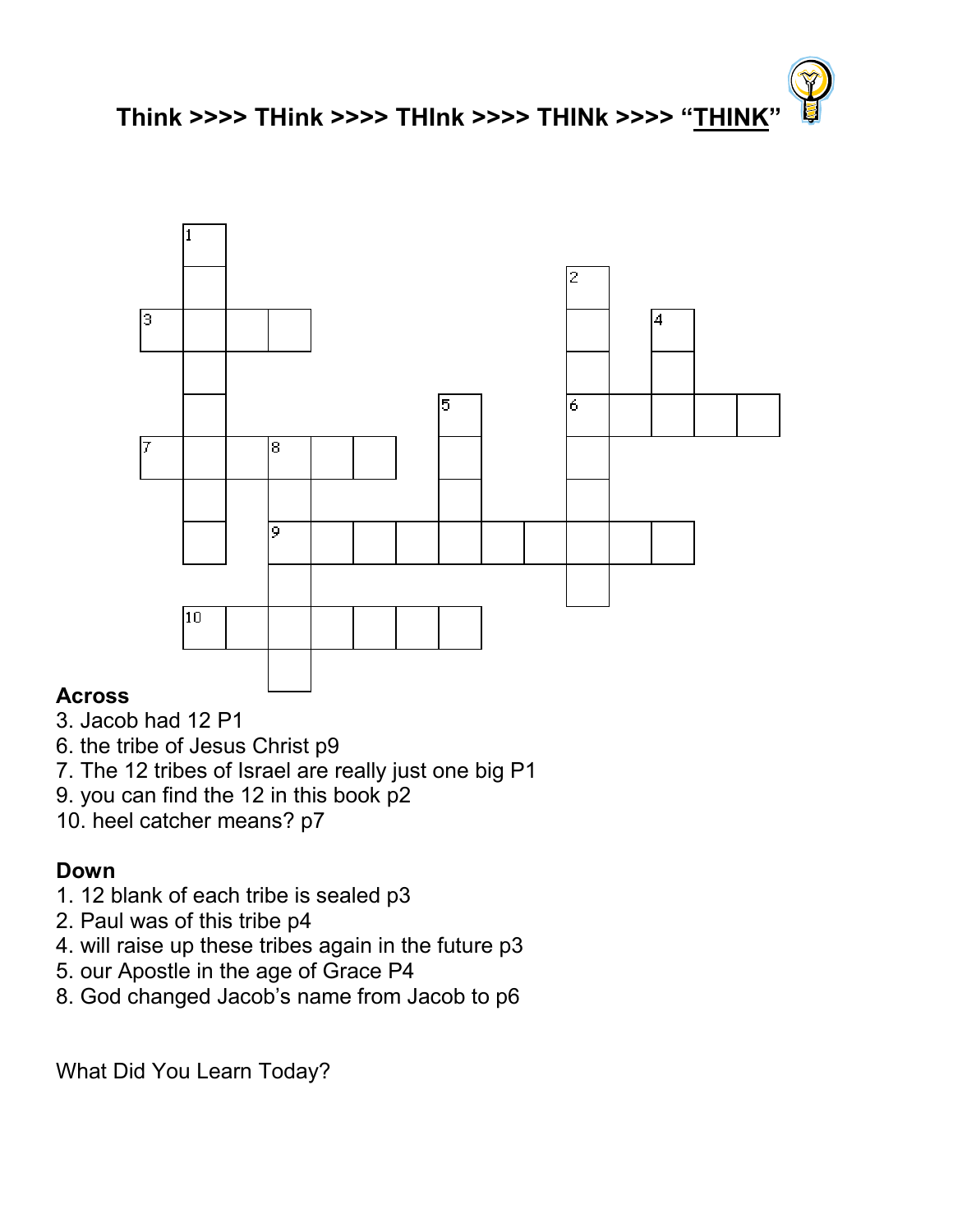# Think >>>> THink >>>> THInk >>>> THINk >>>> "THINK"

## Across
3. Jacob had 12 P1
6. the tribe of Jesus Christ p9
7. The 12 tribes of Israel are really just one big P1
9. you can find the 12 in this book p2
10. heel catcher means? p7

## Down
1. 12 blank of each tribe is sealed p3
2. Paul was of this tribe p4
4. will raise up these tribes again in the future p3
5. our Apostle in the age of Grace P4
8. God changed Jacob's name from Jacob to p6

What Did You Learn Today?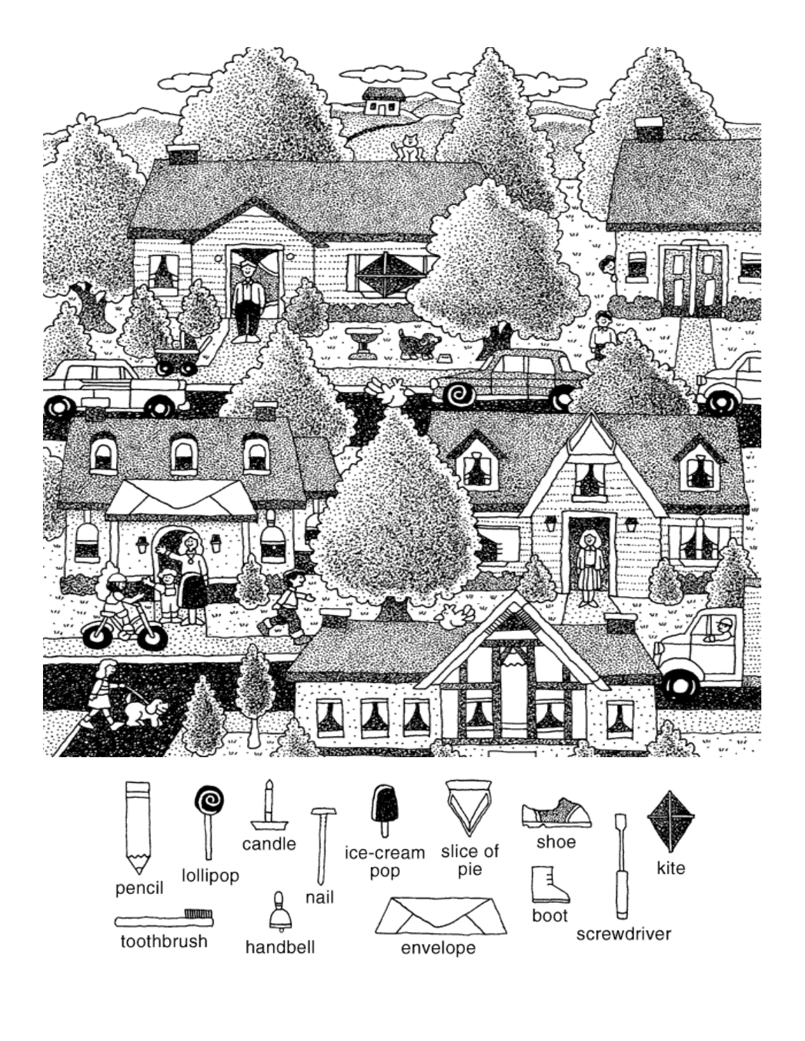pencil

lollipop

candle

nail

ice-cream pop

slice of pie

shoe

boot

screwdriver

kite

toothbrush

handbell

envelope